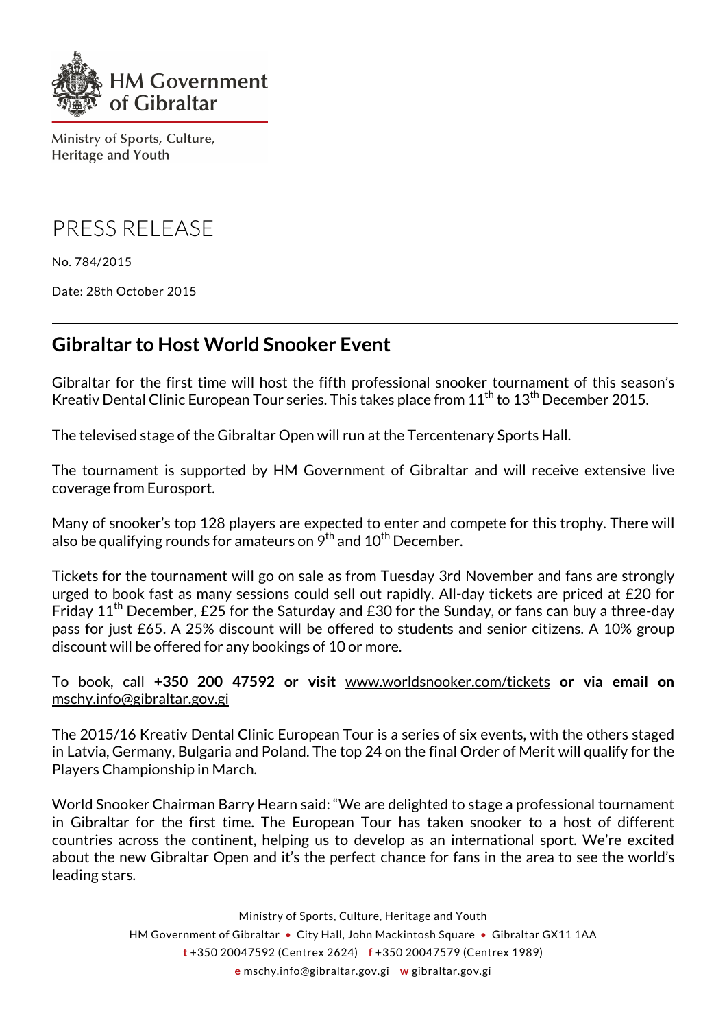HM Government of Gibraltar

Ministry of Sports, Culture, Heritage and Youth

# PRESS RELEASE

No. 784/2015

Date: 28th October 2015

---

## Gibraltar to Host World Snooker Event

Gibraltar for the first time will host the fifth professional snooker tournament of this season's Kreativ Dental Clinic European Tour series. This takes place from 11th to 13th December 2015.

The televised stage of the Gibraltar Open will run at the Tercentenary Sports Hall.

The tournament is supported by HM Government of Gibraltar and will receive extensive live coverage from Eurosport.

Many of snooker's top 128 players are expected to enter and compete for this trophy. There will also be qualifying rounds for amateurs on 9th and 10th December.

Tickets for the tournament will go on sale as from Tuesday 3rd November and fans are strongly urged to book fast as many sessions could sell out rapidly. All-day tickets are priced at £20 for Friday 11th December, £25 for the Saturday and £30 for the Sunday, or fans can buy a three-day pass for just £65. A 25% discount will be offered to students and senior citizens. A 10% group discount will be offered for any bookings of 10 or more.

To book, call **+350 200 47592 or visit** www.worldsnooker.com/tickets **or via email on** mschy.info@gibraltar.gov.gi

The 2015/16 Kreativ Dental Clinic European Tour is a series of six events, with the others staged in Latvia, Germany, Bulgaria and Poland. The top 24 on the final Order of Merit will qualify for the Players Championship in March.

World Snooker Chairman Barry Hearn said: "We are delighted to stage a professional tournament in Gibraltar for the first time. The European Tour has taken snooker to a host of different countries across the continent, helping us to develop as an international sport. We're excited about the new Gibraltar Open and it's the perfect chance for fans in the area to see the world's leading stars.

Ministry of Sports, Culture, Heritage and Youth
HM Government of Gibraltar • City Hall, John Mackintosh Square • Gibraltar GX11 1AA
t +350 20047592 (Centrex 2624) f +350 20047579 (Centrex 1989)
e mschy.info@gibraltar.gov.gi w gibraltar.gov.gi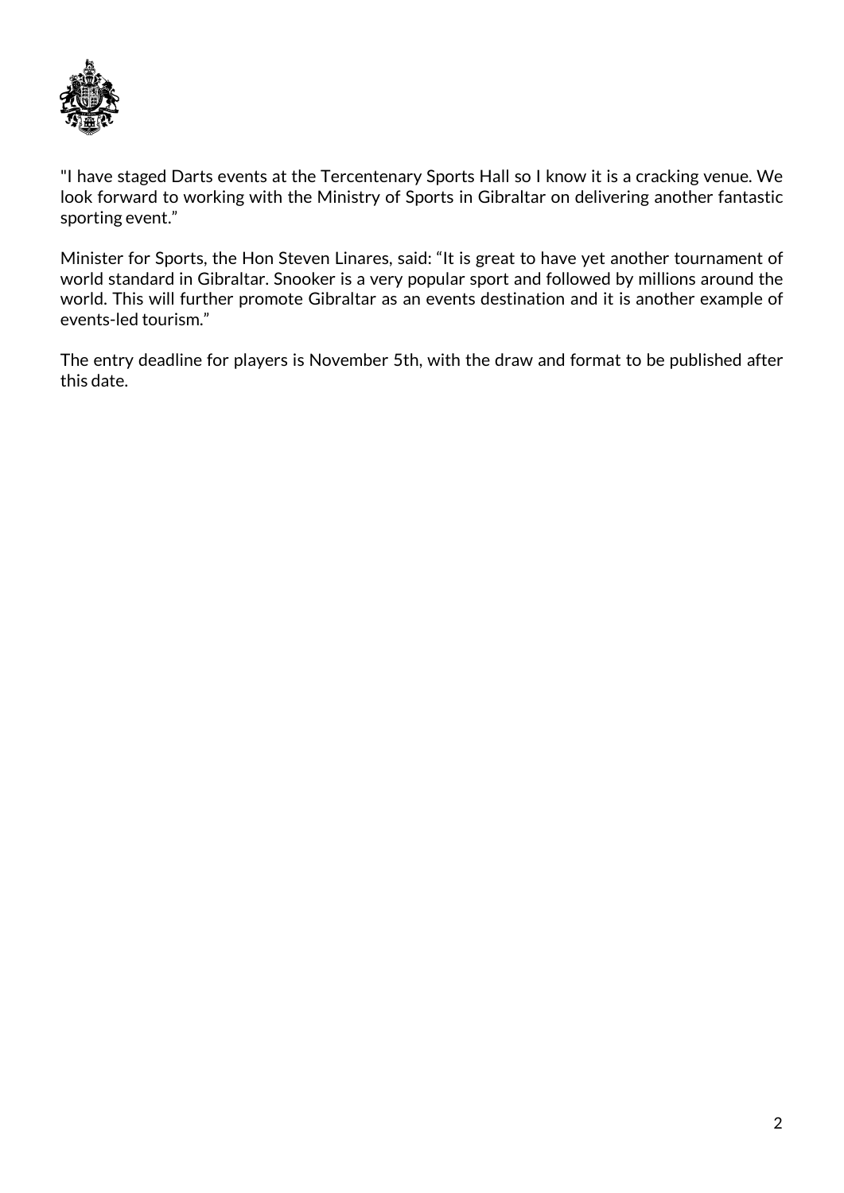"I have staged Darts events at the Tercentenary Sports Hall so I know it is a cracking venue. We look forward to working with the Ministry of Sports in Gibraltar on delivering another fantastic sporting event."

Minister for Sports, the Hon Steven Linares, said: "It is great to have yet another tournament of world standard in Gibraltar. Snooker is a very popular sport and followed by millions around the world. This will further promote Gibraltar as an events destination and it is another example of events-led tourism."

The entry deadline for players is November 5th, with the draw and format to be published after this date.